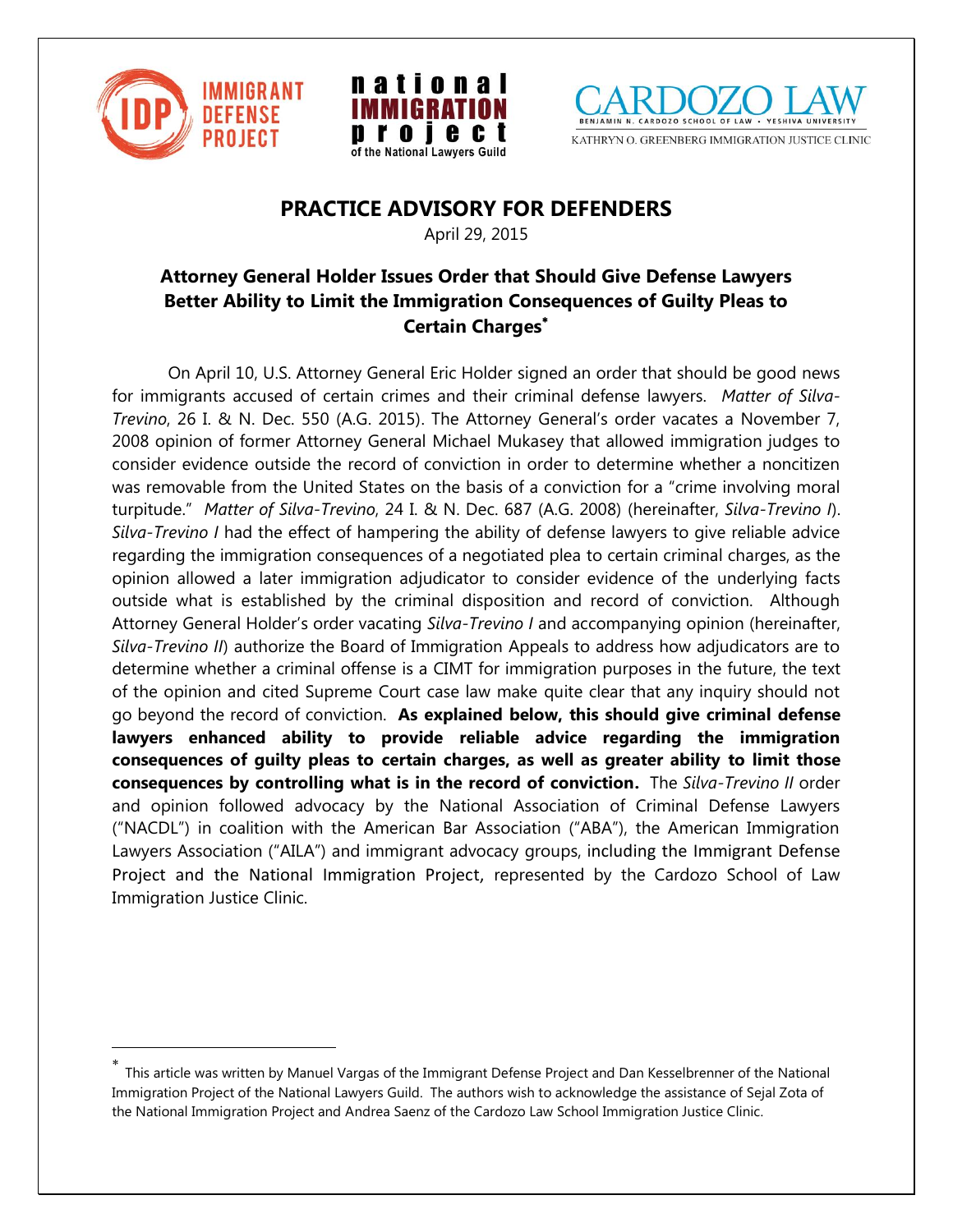IMMIGRANT DEFENSE PROJECT

national IMMIGRATION project of the National Lawyers Guild

CARDOZO LAW
BENJAMIN N. CARDOZO SCHOOL OF LAW • YESHIVA UNIVERSITY
KATHRYN O. GREENBERG IMMIGRATION JUSTICE CLINIC

# PRACTICE ADVISORY FOR DEFENDERS

April 29, 2015

## Attorney General Holder Issues Order that Should Give Defense Lawyers Better Ability to Limit the Immigration Consequences of Guilty Pleas to Certain Charges*

On April 10, U.S. Attorney General Eric Holder signed an order that should be good news for immigrants accused of certain crimes and their criminal defense lawyers. *Matter of Silva-Trevino*, 26 I. & N. Dec. 550 (A.G. 2015). The Attorney General's order vacates a November 7, 2008 opinion of former Attorney General Michael Mukasey that allowed immigration judges to consider evidence outside the record of conviction in order to determine whether a noncitizen was removable from the United States on the basis of a conviction for a "crime involving moral turpitude." *Matter of Silva-Trevino*, 24 I. & N. Dec. 687 (A.G. 2008) (hereinafter, *Silva-Trevino I*). *Silva-Trevino I* had the effect of hampering the ability of defense lawyers to give reliable advice regarding the immigration consequences of a negotiated plea to certain criminal charges, as the opinion allowed a later immigration adjudicator to consider evidence of the underlying facts outside what is established by the criminal disposition and record of conviction. Although Attorney General Holder's order vacating *Silva-Trevino I* and accompanying opinion (hereinafter, *Silva-Trevino II*) authorize the Board of Immigration Appeals to address how adjudicators are to determine whether a criminal offense is a CIMT for immigration purposes in the future, the text of the opinion and cited Supreme Court case law make quite clear that any inquiry should not go beyond the record of conviction. **As explained below, this should give criminal defense lawyers enhanced ability to provide reliable advice regarding the immigration consequences of guilty pleas to certain charges, as well as greater ability to limit those consequences by controlling what is in the record of conviction.** The *Silva-Trevino II* order and opinion followed advocacy by the National Association of Criminal Defense Lawyers ("NACDL") in coalition with the American Bar Association ("ABA"), the American Immigration Lawyers Association ("AILA") and immigrant advocacy groups, including the Immigrant Defense Project and the National Immigration Project, represented by the Cardozo School of Law Immigration Justice Clinic.

---

* This article was written by Manuel Vargas of the Immigrant Defense Project and Dan Kesselbrenner of the National Immigration Project of the National Lawyers Guild. The authors wish to acknowledge the assistance of Sejal Zota of the National Immigration Project and Andrea Saenz of the Cardozo Law School Immigration Justice Clinic.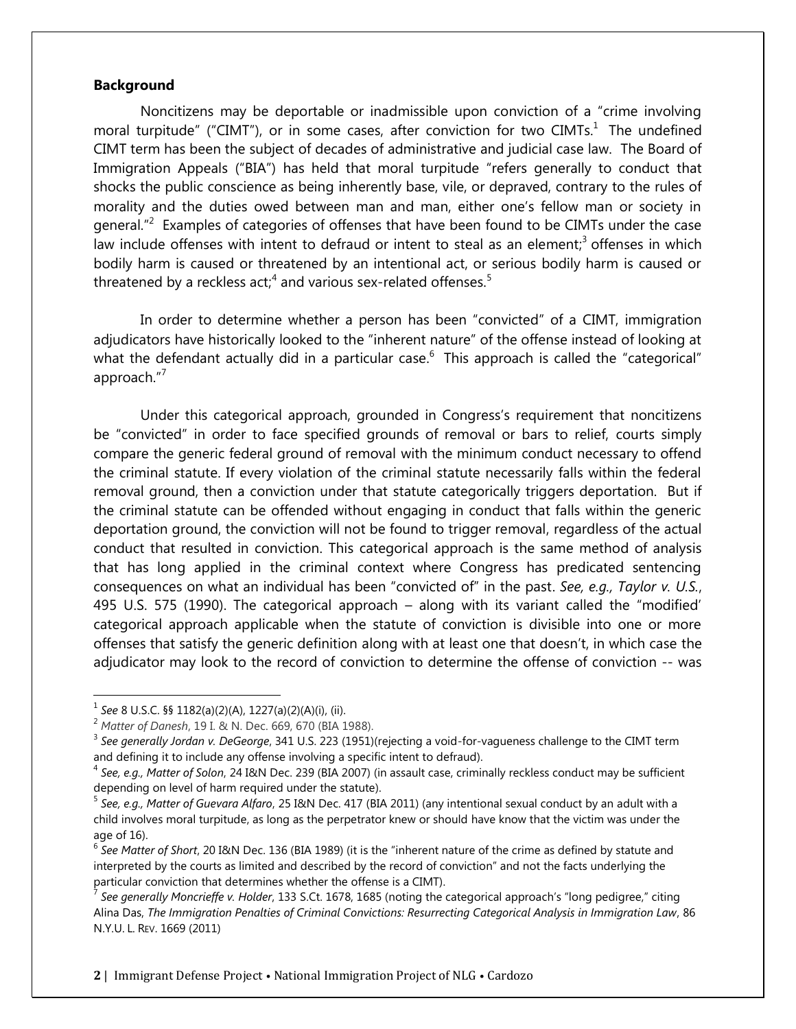**Background**

Noncitizens may be deportable or inadmissible upon conviction of a "crime involving moral turpitude" ("CIMT"), or in some cases, after conviction for two CIMTs.[1] The undefined CIMT term has been the subject of decades of administrative and judicial case law. The Board of Immigration Appeals ("BIA") has held that moral turpitude "refers generally to conduct that shocks the public conscience as being inherently base, vile, or depraved, contrary to the rules of morality and the duties owed between man and man, either one's fellow man or society in general."[2] Examples of categories of offenses that have been found to be CIMTs under the case law include offenses with intent to defraud or intent to steal as an element;[3] offenses in which bodily harm is caused or threatened by an intentional act, or serious bodily harm is caused or threatened by a reckless act;[4] and various sex-related offenses.[5]

In order to determine whether a person has been "convicted" of a CIMT, immigration adjudicators have historically looked to the "inherent nature" of the offense instead of looking at what the defendant actually did in a particular case.[6] This approach is called the "categorical" approach."[7]

Under this categorical approach, grounded in Congress's requirement that noncitizens be "convicted" in order to face specified grounds of removal or bars to relief, courts simply compare the generic federal ground of removal with the minimum conduct necessary to offend the criminal statute. If every violation of the criminal statute necessarily falls within the federal removal ground, then a conviction under that statute categorically triggers deportation. But if the criminal statute can be offended without engaging in conduct that falls within the generic deportation ground, the conviction will not be found to trigger removal, regardless of the actual conduct that resulted in conviction. This categorical approach is the same method of analysis that has long applied in the criminal context where Congress has predicated sentencing consequences on what an individual has been "convicted of" in the past. *See, e.g., Taylor v. U.S.*, 495 U.S. 575 (1990). The categorical approach – along with its variant called the "modified' categorical approach applicable when the statute of conviction is divisible into one or more offenses that satisfy the generic definition along with at least one that doesn't, in which case the adjudicator may look to the record of conviction to determine the offense of conviction -- was

---

[1] *See* 8 U.S.C. §§ 1182(a)(2)(A), 1227(a)(2)(A)(i), (ii).

[2] *Matter of Danesh*, 19 I. & N. Dec. 669, 670 (BIA 1988).

[3] *See generally Jordan v. DeGeorge*, 341 U.S. 223 (1951)(rejecting a void-for-vagueness challenge to the CIMT term and defining it to include any offense involving a specific intent to defraud).

[4] *See, e.g., Matter of Solon*, 24 I&N Dec. 239 (BIA 2007) (in assault case, criminally reckless conduct may be sufficient depending on level of harm required under the statute).

[5] *See, e.g., Matter of Guevara Alfaro*, 25 I&N Dec. 417 (BIA 2011) (any intentional sexual conduct by an adult with a child involves moral turpitude, as long as the perpetrator knew or should have know that the victim was under the age of 16).

[6] *See Matter of Short*, 20 I&N Dec. 136 (BIA 1989) (it is the "inherent nature of the crime as defined by statute and interpreted by the courts as limited and described by the record of conviction" and not the facts underlying the particular conviction that determines whether the offense is a CIMT).

[7] *See generally Moncrieffe v. Holder*, 133 S.Ct. 1678, 1685 (noting the categorical approach's "long pedigree," citing Alina Das, *The Immigration Penalties of Criminal Convictions: Resurrecting Categorical Analysis in Immigration Law*, 86 N.Y.U. L. REV. 1669 (2011)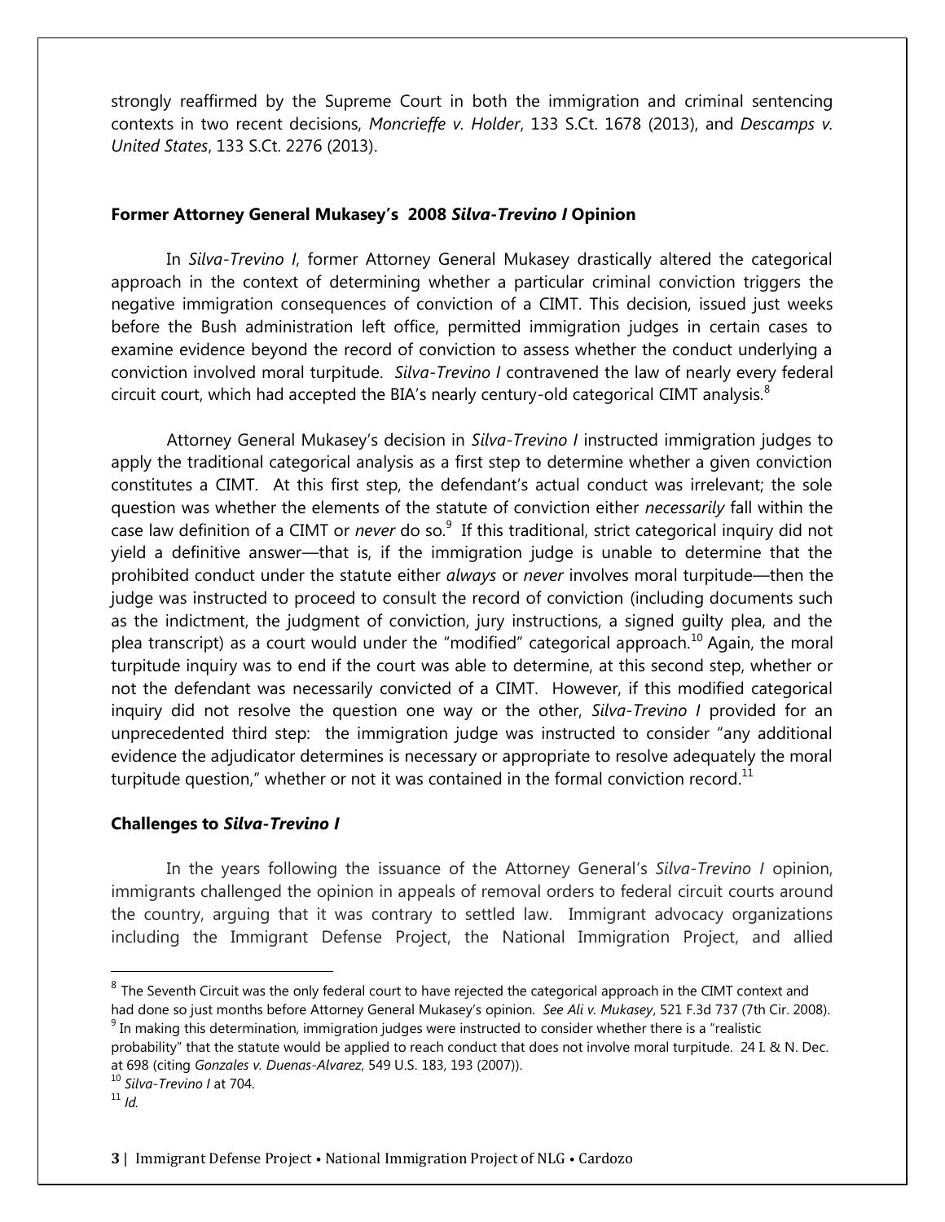strongly reaffirmed by the Supreme Court in both the immigration and criminal sentencing contexts in two recent decisions, *Moncrieffe v. Holder*, 133 S.Ct. 1678 (2013), and *Descamps v. United States*, 133 S.Ct. 2276 (2013).

### Former Attorney General Mukasey's 2008 *Silva-Trevino I* Opinion

In *Silva-Trevino I*, former Attorney General Mukasey drastically altered the categorical approach in the context of determining whether a particular criminal conviction triggers the negative immigration consequences of conviction of a CIMT. This decision, issued just weeks before the Bush administration left office, permitted immigration judges in certain cases to examine evidence beyond the record of conviction to assess whether the conduct underlying a conviction involved moral turpitude. *Silva-Trevino I* contravened the law of nearly every federal circuit court, which had accepted the BIA's nearly century-old categorical CIMT analysis.[8]

Attorney General Mukasey's decision in *Silva-Trevino I* instructed immigration judges to apply the traditional categorical analysis as a first step to determine whether a given conviction constitutes a CIMT. At this first step, the defendant's actual conduct was irrelevant; the sole question was whether the elements of the statute of conviction either *necessarily* fall within the case law definition of a CIMT or *never* do so.[9] If this traditional, strict categorical inquiry did not yield a definitive answer—that is, if the immigration judge is unable to determine that the prohibited conduct under the statute either *always* or *never* involves moral turpitude—then the judge was instructed to proceed to consult the record of conviction (including documents such as the indictment, the judgment of conviction, jury instructions, a signed guilty plea, and the plea transcript) as a court would under the "modified" categorical approach.[10] Again, the moral turpitude inquiry was to end if the court was able to determine, at this second step, whether or not the defendant was necessarily convicted of a CIMT. However, if this modified categorical inquiry did not resolve the question one way or the other, *Silva-Trevino I* provided for an unprecedented third step: the immigration judge was instructed to consider "any additional evidence the adjudicator determines is necessary or appropriate to resolve adequately the moral turpitude question," whether or not it was contained in the formal conviction record.[11]

### Challenges to *Silva-Trevino I*

In the years following the issuance of the Attorney General's *Silva-Trevino I* opinion, immigrants challenged the opinion in appeals of removal orders to federal circuit courts around the country, arguing that it was contrary to settled law. Immigrant advocacy organizations including the Immigrant Defense Project, the National Immigration Project, and allied

---

[8] The Seventh Circuit was the only federal court to have rejected the categorical approach in the CIMT context and had done so just months before Attorney General Mukasey's opinion. *See Ali v. Mukasey*, 521 F.3d 737 (7th Cir. 2008).

[9] In making this determination, immigration judges were instructed to consider whether there is a "realistic probability" that the statute would be applied to reach conduct that does not involve moral turpitude. 24 I. & N. Dec. at 698 (citing *Gonzales v. Duenas-Alvarez*, 549 U.S. 183, 193 (2007)).

[10] *Silva-Trevino I* at 704.

[11] *Id.*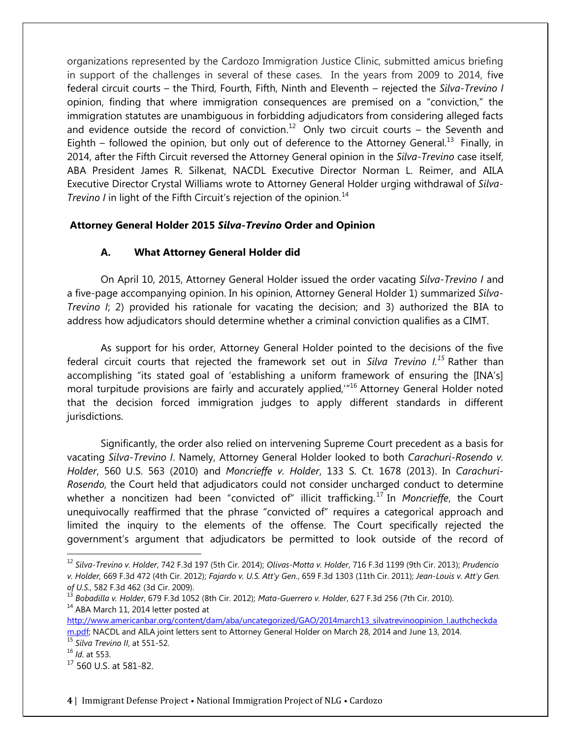organizations represented by the Cardozo Immigration Justice Clinic, submitted amicus briefing in support of the challenges in several of these cases. In the years from 2009 to 2014, five federal circuit courts – the Third, Fourth, Fifth, Ninth and Eleventh – rejected the *Silva-Trevino I* opinion, finding that where immigration consequences are premised on a "conviction," the immigration statutes are unambiguous in forbidding adjudicators from considering alleged facts and evidence outside the record of conviction.[12] Only two circuit courts – the Seventh and Eighth – followed the opinion, but only out of deference to the Attorney General.[13] Finally, in 2014, after the Fifth Circuit reversed the Attorney General opinion in the *Silva-Trevino* case itself, ABA President James R. Silkenat, NACDL Executive Director Norman L. Reimer, and AILA Executive Director Crystal Williams wrote to Attorney General Holder urging withdrawal of *Silva-Trevino I* in light of the Fifth Circuit's rejection of the opinion.[14]

## Attorney General Holder 2015 *Silva-Trevino* Order and Opinion

### A. What Attorney General Holder did

On April 10, 2015, Attorney General Holder issued the order vacating *Silva-Trevino I* and a five-page accompanying opinion. In his opinion, Attorney General Holder 1) summarized *Silva-Trevino I*; 2) provided his rationale for vacating the decision; and 3) authorized the BIA to address how adjudicators should determine whether a criminal conviction qualifies as a CIMT.

As support for his order, Attorney General Holder pointed to the decisions of the five federal circuit courts that rejected the framework set out in *Silva Trevino I*.[15] Rather than accomplishing "its stated goal of 'establishing a uniform framework of ensuring the [INA's] moral turpitude provisions are fairly and accurately applied,'"[16] Attorney General Holder noted that the decision forced immigration judges to apply different standards in different jurisdictions.

Significantly, the order also relied on intervening Supreme Court precedent as a basis for vacating *Silva-Trevino I*. Namely, Attorney General Holder looked to both *Carachuri-Rosendo v. Holder*, 560 U.S. 563 (2010) and *Moncrieffe v. Holder*, 133 S. Ct. 1678 (2013). In *Carachuri-Rosendo*, the Court held that adjudicators could not consider uncharged conduct to determine whether a noncitizen had been "convicted of" illicit trafficking.[17] In *Moncrieffe*, the Court unequivocally reaffirmed that the phrase "convicted of" requires a categorical approach and limited the inquiry to the elements of the offense. The Court specifically rejected the government's argument that adjudicators be permitted to look outside of the record of

---

[12] *Silva-Trevino v. Holder*, 742 F.3d 197 (5th Cir. 2014); *Olivas-Motta v. Holder*, 716 F.3d 1199 (9th Cir. 2013); *Prudencio v. Holder,* 669 F.3d 472 (4th Cir. 2012); *Fajardo v. U.S. Att'y Gen.*, 659 F.3d 1303 (11th Cir. 2011); *Jean-Louis v. Att'y Gen. of U.S.*, 582 F.3d 462 (3d Cir. 2009).

[13] *Bobadilla v. Holder*, 679 F.3d 1052 (8th Cir. 2012); *Mata-Guerrero v. Holder*, 627 F.3d 256 (7th Cir. 2010).

[14] ABA March 11, 2014 letter posted at http://www.americanbar.org/content/dam/aba/uncategorized/GAO/2014march13_silvatrevinoopinion_l.authcheckdam.pdf; NACDL and AILA joint letters sent to Attorney General Holder on March 28, 2014 and June 13, 2014.

[15] *Silva Trevino II*, at 551-52.

[16] *Id.* at 553.

[17] 560 U.S. at 581-82.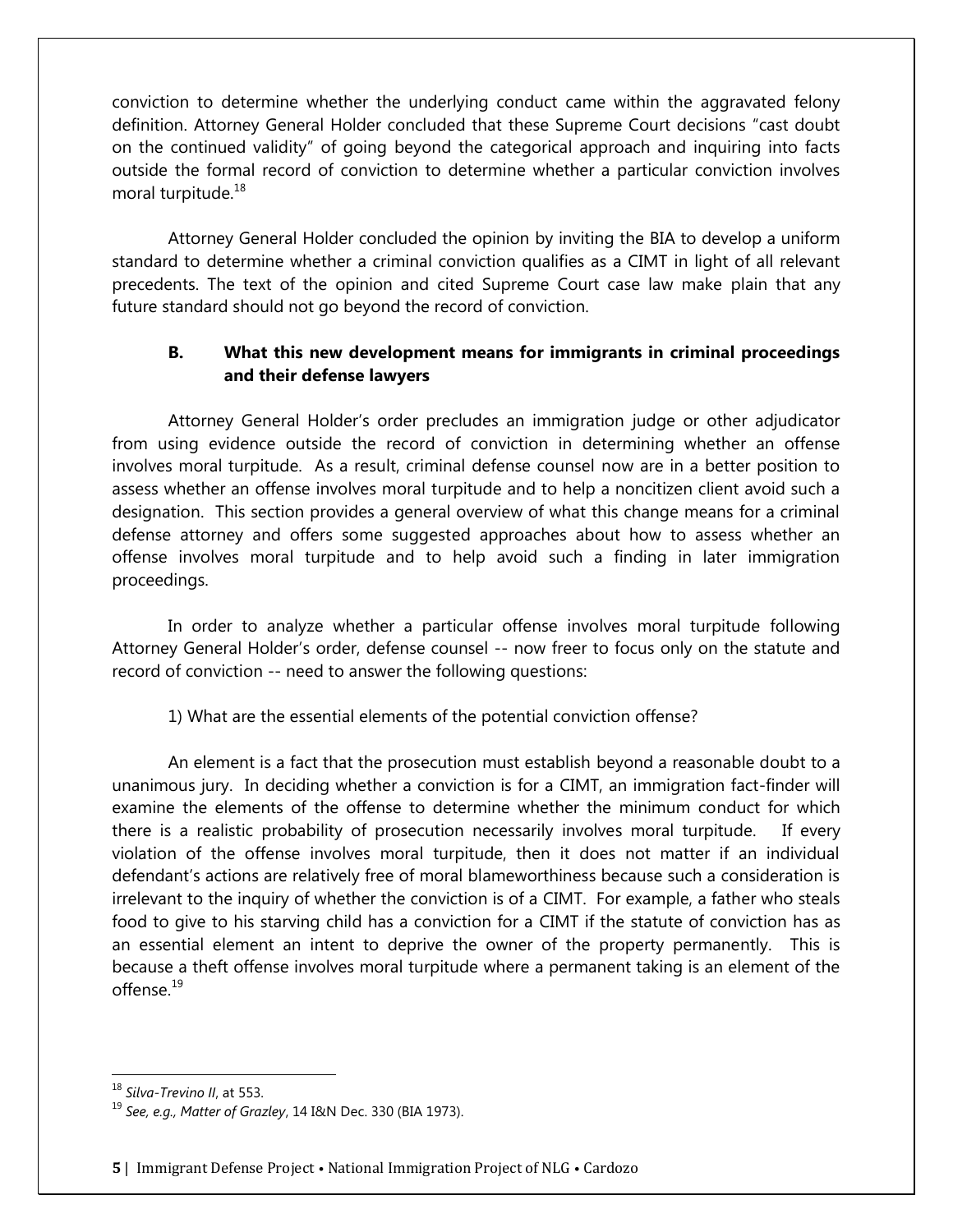conviction to determine whether the underlying conduct came within the aggravated felony definition. Attorney General Holder concluded that these Supreme Court decisions "cast doubt on the continued validity" of going beyond the categorical approach and inquiring into facts outside the formal record of conviction to determine whether a particular conviction involves moral turpitude.[18]

Attorney General Holder concluded the opinion by inviting the BIA to develop a uniform standard to determine whether a criminal conviction qualifies as a CIMT in light of all relevant precedents. The text of the opinion and cited Supreme Court case law make plain that any future standard should not go beyond the record of conviction.

### B. What this new development means for immigrants in criminal proceedings and their defense lawyers

Attorney General Holder's order precludes an immigration judge or other adjudicator from using evidence outside the record of conviction in determining whether an offense involves moral turpitude. As a result, criminal defense counsel now are in a better position to assess whether an offense involves moral turpitude and to help a noncitizen client avoid such a designation. This section provides a general overview of what this change means for a criminal defense attorney and offers some suggested approaches about how to assess whether an offense involves moral turpitude and to help avoid such a finding in later immigration proceedings.

In order to analyze whether a particular offense involves moral turpitude following Attorney General Holder's order, defense counsel -- now freer to focus only on the statute and record of conviction -- need to answer the following questions:

1) What are the essential elements of the potential conviction offense?

An element is a fact that the prosecution must establish beyond a reasonable doubt to a unanimous jury. In deciding whether a conviction is for a CIMT, an immigration fact-finder will examine the elements of the offense to determine whether the minimum conduct for which there is a realistic probability of prosecution necessarily involves moral turpitude. If every violation of the offense involves moral turpitude, then it does not matter if an individual defendant's actions are relatively free of moral blameworthiness because such a consideration is irrelevant to the inquiry of whether the conviction is of a CIMT. For example, a father who steals food to give to his starving child has a conviction for a CIMT if the statute of conviction has as an essential element an intent to deprive the owner of the property permanently. This is because a theft offense involves moral turpitude where a permanent taking is an element of the offense.[19]

---

[18] *Silva-Trevino II*, at 553.

[19] *See, e.g., Matter of Grazley*, 14 I&N Dec. 330 (BIA 1973).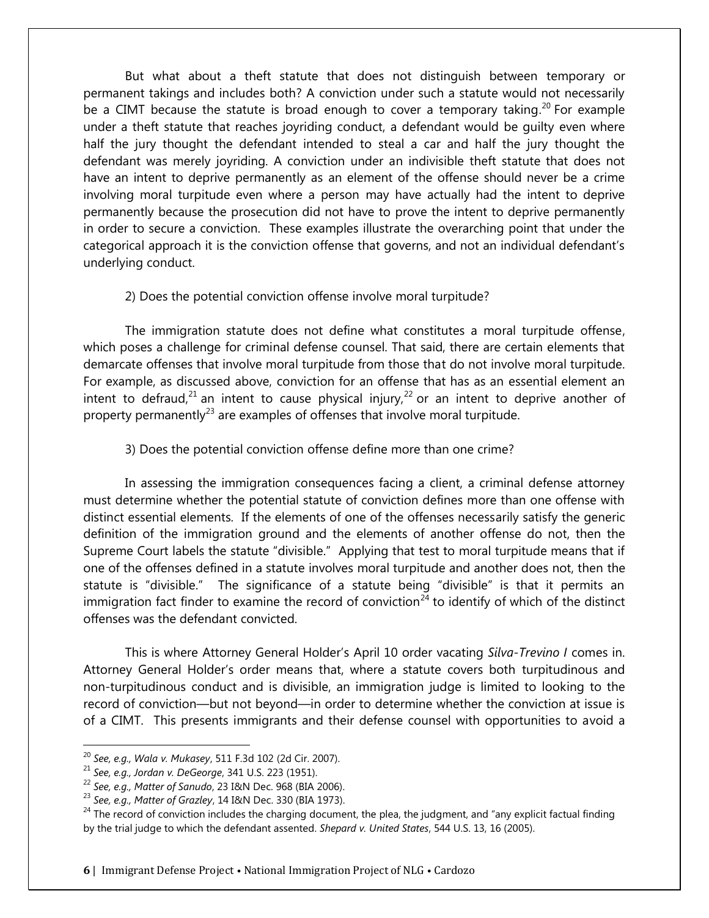But what about a theft statute that does not distinguish between temporary or permanent takings and includes both? A conviction under such a statute would not necessarily be a CIMT because the statute is broad enough to cover a temporary taking.[20] For example under a theft statute that reaches joyriding conduct, a defendant would be guilty even where half the jury thought the defendant intended to steal a car and half the jury thought the defendant was merely joyriding. A conviction under an indivisible theft statute that does not have an intent to deprive permanently as an element of the offense should never be a crime involving moral turpitude even where a person may have actually had the intent to deprive permanently because the prosecution did not have to prove the intent to deprive permanently in order to secure a conviction. These examples illustrate the overarching point that under the categorical approach it is the conviction offense that governs, and not an individual defendant's underlying conduct.

2) Does the potential conviction offense involve moral turpitude?

The immigration statute does not define what constitutes a moral turpitude offense, which poses a challenge for criminal defense counsel. That said, there are certain elements that demarcate offenses that involve moral turpitude from those that do not involve moral turpitude. For example, as discussed above, conviction for an offense that has as an essential element an intent to defraud,[21] an intent to cause physical injury,[22] or an intent to deprive another of property permanently[23] are examples of offenses that involve moral turpitude.

3) Does the potential conviction offense define more than one crime?

In assessing the immigration consequences facing a client, a criminal defense attorney must determine whether the potential statute of conviction defines more than one offense with distinct essential elements. If the elements of one of the offenses necessarily satisfy the generic definition of the immigration ground and the elements of another offense do not, then the Supreme Court labels the statute "divisible." Applying that test to moral turpitude means that if one of the offenses defined in a statute involves moral turpitude and another does not, then the statute is "divisible." The significance of a statute being "divisible" is that it permits an immigration fact finder to examine the record of conviction[24] to identify of which of the distinct offenses was the defendant convicted.

This is where Attorney General Holder's April 10 order vacating *Silva-Trevino I* comes in. Attorney General Holder's order means that, where a statute covers both turpitudinous and non-turpitudinous conduct and is divisible, an immigration judge is limited to looking to the record of conviction—but not beyond—in order to determine whether the conviction at issue is of a CIMT. This presents immigrants and their defense counsel with opportunities to avoid a

---

[20] *See, e.g., Wala v. Mukasey*, 511 F.3d 102 (2d Cir. 2007).

[21] *See, e.g., Jordan v. DeGeorge*, 341 U.S. 223 (1951).

[22] *See, e.g., Matter of Sanudo*, 23 I&N Dec. 968 (BIA 2006).

[23] *See, e.g., Matter of Grazley*, 14 I&N Dec. 330 (BIA 1973).

[24] The record of conviction includes the charging document, the plea, the judgment, and "any explicit factual finding by the trial judge to which the defendant assented. *Shepard v. United States*, 544 U.S. 13, 16 (2005).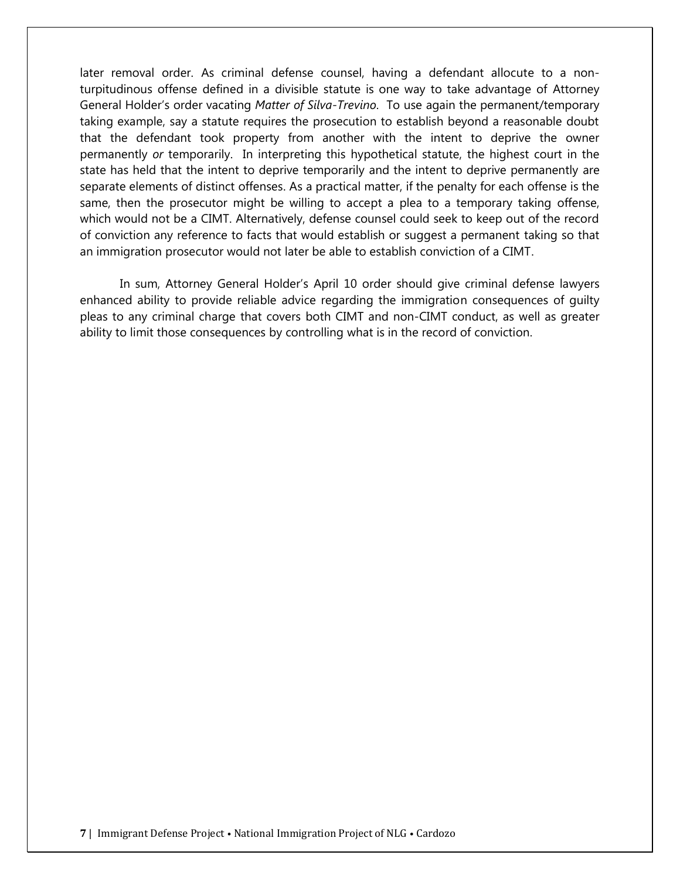later removal order. As criminal defense counsel, having a defendant allocute to a non-turpitudinous offense defined in a divisible statute is one way to take advantage of Attorney General Holder's order vacating *Matter of Silva-Trevino*. To use again the permanent/temporary taking example, say a statute requires the prosecution to establish beyond a reasonable doubt that the defendant took property from another with the intent to deprive the owner permanently *or* temporarily. In interpreting this hypothetical statute, the highest court in the state has held that the intent to deprive temporarily and the intent to deprive permanently are separate elements of distinct offenses. As a practical matter, if the penalty for each offense is the same, then the prosecutor might be willing to accept a plea to a temporary taking offense, which would not be a CIMT. Alternatively, defense counsel could seek to keep out of the record of conviction any reference to facts that would establish or suggest a permanent taking so that an immigration prosecutor would not later be able to establish conviction of a CIMT.

In sum, Attorney General Holder's April 10 order should give criminal defense lawyers enhanced ability to provide reliable advice regarding the immigration consequences of guilty pleas to any criminal charge that covers both CIMT and non-CIMT conduct, as well as greater ability to limit those consequences by controlling what is in the record of conviction.